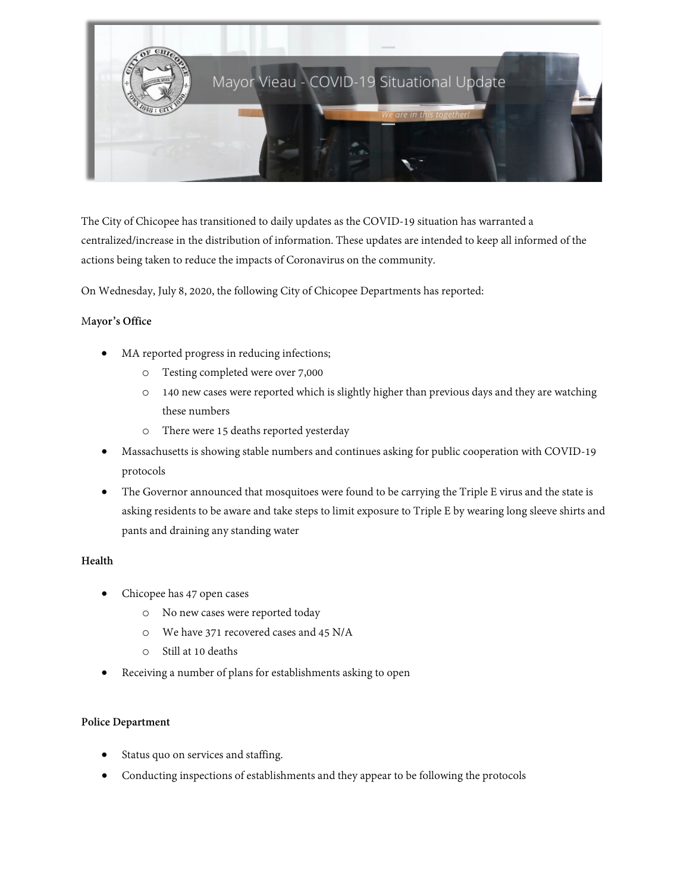# Mayor Vieau - COVID-19 Situational Update

*We are in this together!*

The City of Chicopee has transitioned to daily updates as the COVID-19 situation has warranted a centralized/increase in the distribution of information. These updates are intended to keep all informed of the actions being taken to reduce the impacts of Coronavirus on the community.

On Wednesday, July 8, 2020, the following City of Chicopee Departments has reported:

**Mayor's Office**

- MA reported progress in reducing infections;
  - Testing completed were over 7,000
  - 140 new cases were reported which is slightly higher than previous days and they are watching these numbers
  - There were 15 deaths reported yesterday
- Massachusetts is showing stable numbers and continues asking for public cooperation with COVID-19 protocols
- The Governor announced that mosquitoes were found to be carrying the Triple E virus and the state is asking residents to be aware and take steps to limit exposure to Triple E by wearing long sleeve shirts and pants and draining any standing water

**Health**

- Chicopee has 47 open cases
  - No new cases were reported today
  - We have 371 recovered cases and 45 N/A
  - Still at 10 deaths
- Receiving a number of plans for establishments asking to open

**Police Department**

- Status quo on services and staffing.
- Conducting inspections of establishments and they appear to be following the protocols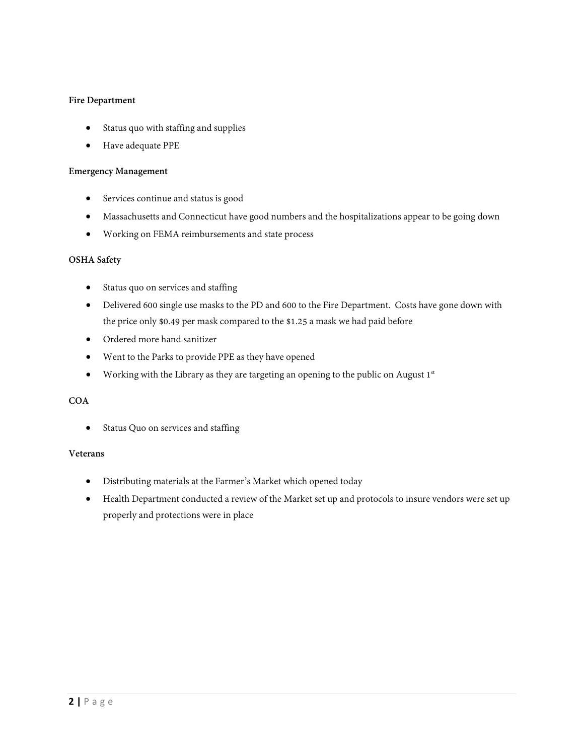**Fire Department**

- Status quo with staffing and supplies
- Have adequate PPE

**Emergency Management**

- Services continue and status is good
- Massachusetts and Connecticut have good numbers and the hospitalizations appear to be going down
- Working on FEMA reimbursements and state process

**OSHA Safety**

- Status quo on services and staffing
- Delivered 600 single use masks to the PD and 600 to the Fire Department. Costs have gone down with the price only $0.49 per mask compared to the $1.25 a mask we had paid before
- Ordered more hand sanitizer
- Went to the Parks to provide PPE as they have opened
- Working with the Library as they are targeting an opening to the public on August 1st

**COA**

- Status Quo on services and staffing

**Veterans**

- Distributing materials at the Farmer's Market which opened today
- Health Department conducted a review of the Market set up and protocols to insure vendors were set up properly and protections were in place